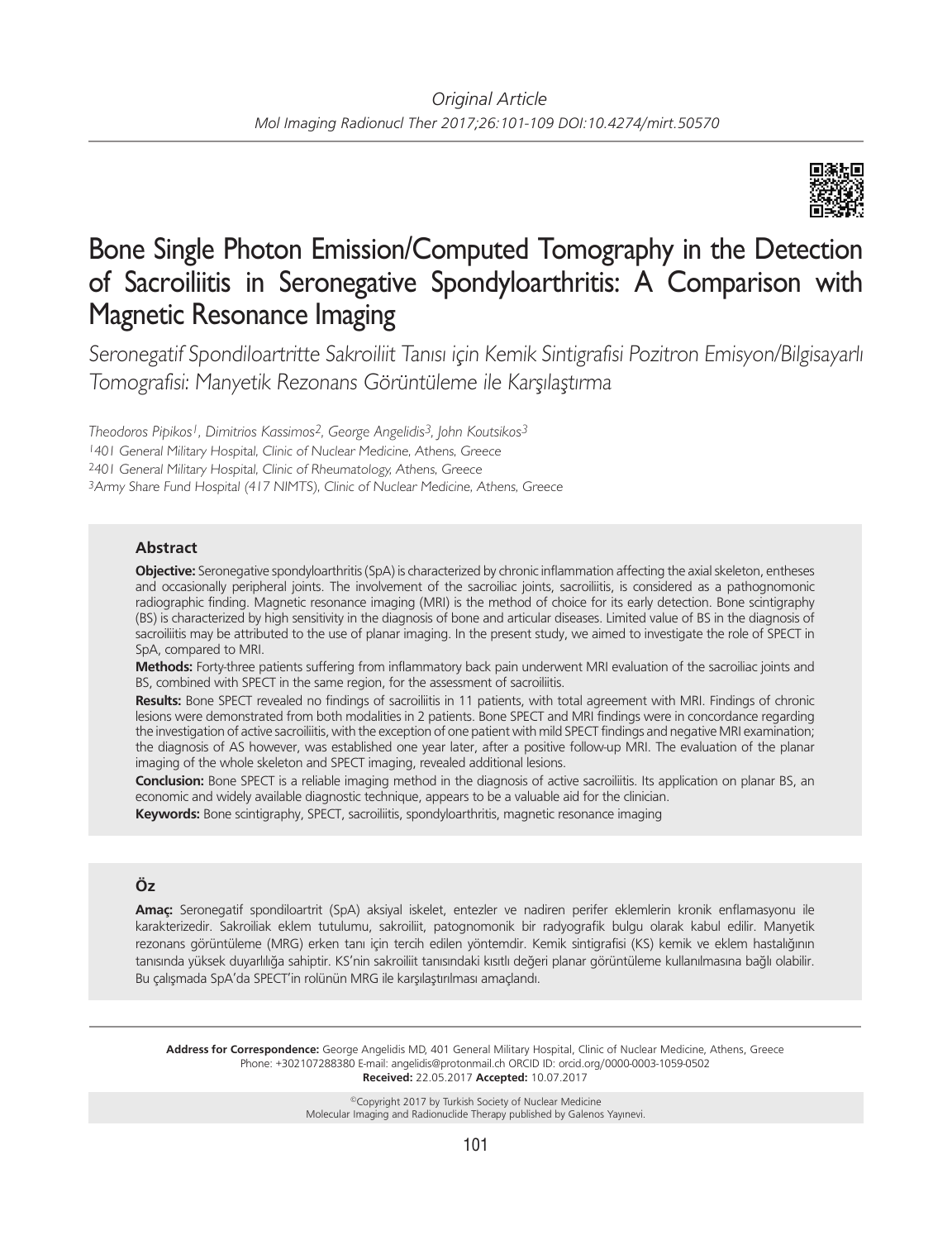Original Article

# Bone Single Photon Emission/Computed Tomography in the Detection of Sacroiliitis in Seronegative Spondyloarthritis: A Comparison with Magnetic Resonance Imaging

*Seronegatif Spondiloartritte Sakroiliit Tanısı için Kemik Sintigrafisi Pozitron Emisyon/Bilgisayarlı Tomografisi: Manyetik Rezonans Görüntüleme ile Karşılaştırma*

*Theodoros Pipikos[1], Dimitrios Kassimos[2], George Angelidis[3], John Koutsikos[3]*

[1]401 General Military Hospital, Clinic of Nuclear Medicine, Athens, Greece
[2]401 General Military Hospital, Clinic of Rheumatology, Athens, Greece
[3]Army Share Fund Hospital (417 NIMTS), Clinic of Nuclear Medicine, Athens, Greece

## Abstract

**Objective:** Seronegative spondyloarthritis (SpA) is characterized by chronic inflammation affecting the axial skeleton, entheses and occasionally peripheral joints. The involvement of the sacroiliac joints, sacroiliitis, is considered as a pathognomonic radiographic finding. Magnetic resonance imaging (MRI) is the method of choice for its early detection. Bone scintigraphy (BS) is characterized by high sensitivity in the diagnosis of bone and articular diseases. Limited value of BS in the diagnosis of sacroiliitis may be attributed to the use of planar imaging. In the present study, we aimed to investigate the role of SPECT in SpA, compared to MRI.

**Methods:** Forty-three patients suffering from inflammatory back pain underwent MRI evaluation of the sacroiliac joints and BS, combined with SPECT in the same region, for the assessment of sacroiliitis.

**Results:** Bone SPECT revealed no findings of sacroiliitis in 11 patients, with total agreement with MRI. Findings of chronic lesions were demonstrated from both modalities in 2 patients. Bone SPECT and MRI findings were in concordance regarding the investigation of active sacroiliitis, with the exception of one patient with mild SPECT findings and negative MRI examination; the diagnosis of AS however, was established one year later, after a positive follow-up MRI. The evaluation of the planar imaging of the whole skeleton and SPECT imaging, revealed additional lesions.

**Conclusion:** Bone SPECT is a reliable imaging method in the diagnosis of active sacroiliitis. Its application on planar BS, an economic and widely available diagnostic technique, appears to be a valuable aid for the clinician.

**Keywords:** Bone scintigraphy, SPECT, sacroiliitis, spondyloarthritis, magnetic resonance imaging

## Öz

**Amaç:** Seronegatif spondiloartrit (SpA) aksiyal iskelet, entezler ve nadiren perifer eklemlerin kronik enflamasyonu ile karakterizedir. Sakroiliak eklem tutulumu, sakroiliit, patognomonik bir radyografik bulgu olarak kabul edilir. Manyetik rezonans görüntüleme (MRG) erken tanı için tercih edilen yöntemdir. Kemik sintigrafisi (KS) kemik ve eklem hastalığının tanısında yüksek duyarlılığa sahiptir. KS'nin sakroiliit tanısındaki kısıtlı değeri planar görüntüleme kullanılmasına bağlı olabilir. Bu çalışmada SpA'da SPECT'in rolünün MRG ile karşılaştırılması amaçlandı.

**Address for Correspondence:** George Angelidis MD, 401 General Military Hospital, Clinic of Nuclear Medicine, Athens, Greece
Phone: +302107288380 E-mail: angelidis@protonmail.ch ORCID ID: orcid.org/0000-0003-1059-0502
**Received:** 22.05.2017 **Accepted:** 10.07.2017

©Copyright 2017 by Turkish Society of Nuclear Medicine
Molecular Imaging and Radionuclide Therapy published by Galenos Yayınevi.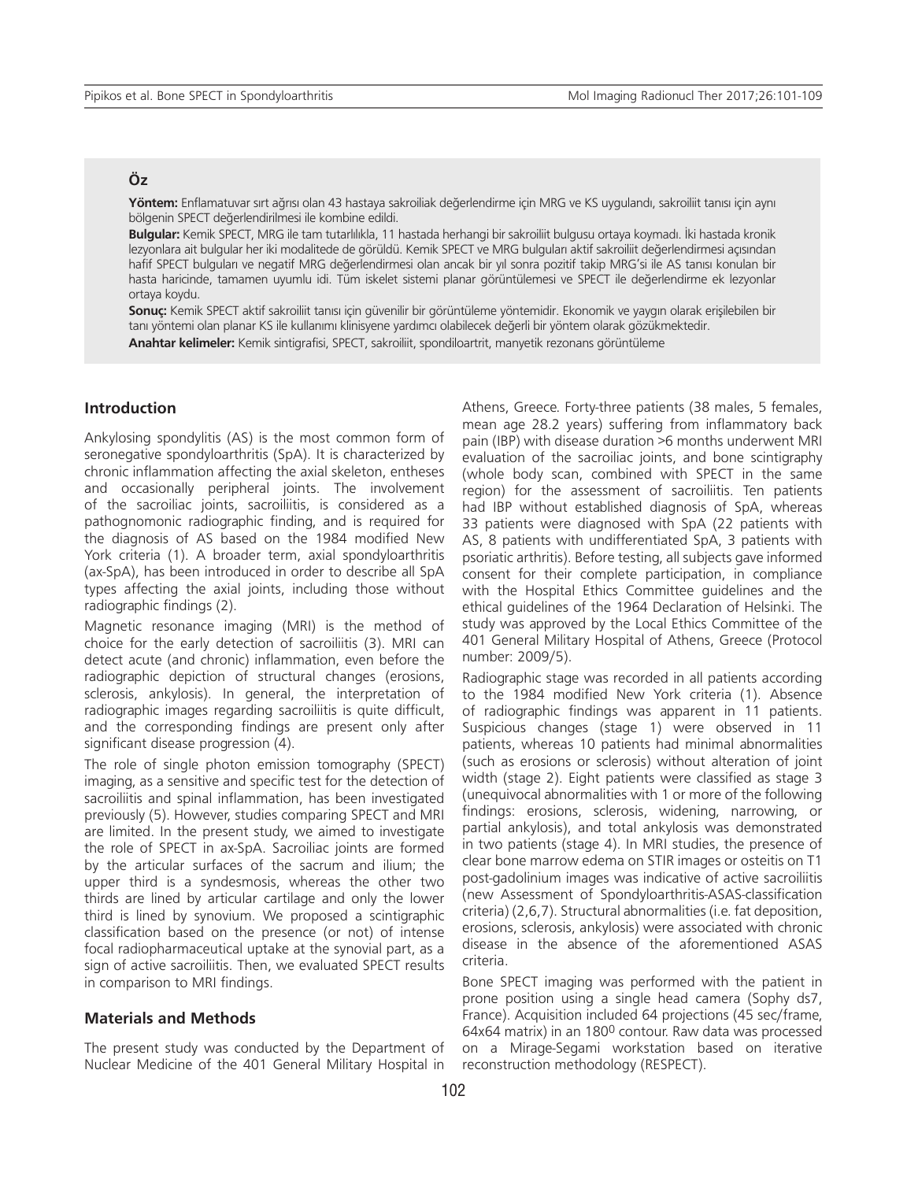## Öz

**Yöntem:** Enflamatuvar sırt ağrısı olan 43 hastaya sakroiliak değerlendirme için MRG ve KS uygulandı, sakroiliit tanısı için aynı bölgenin SPECT değerlendirilmesi ile kombine edildi.

**Bulgular:** Kemik SPECT, MRG ile tam tutarlılıkla, 11 hastada herhangi bir sakroiliit bulgusu ortaya koymadı. İki hastada kronik lezyonlara ait bulgular her iki modalitede de görüldü. Kemik SPECT ve MRG bulguları aktif sakroiliit değerlendirmesi açısından hafif SPECT bulguları ve negatif MRG değerlendirmesi olan ancak bir yıl sonra pozitif takip MRG'si ile AS tanısı konulan bir hasta haricinde, tamamen uyumlu idi. Tüm iskelet sistemi planar görüntülemesi ve SPECT ile değerlendirme ek lezyonlar ortaya koydu.

**Sonuç:** Kemik SPECT aktif sakroiliit tanısı için güvenilir bir görüntüleme yöntemidir. Ekonomik ve yaygın olarak erişilebilen bir tanı yöntemi olan planar KS ile kullanımı klinisyene yardımcı olabilecek değerli bir yöntem olarak gözükmektedir.

**Anahtar kelimeler:** Kemik sintigrafisi, SPECT, sakroiliit, spondiloartrit, manyetik rezonans görüntüleme

## Introduction

Ankylosing spondylitis (AS) is the most common form of seronegative spondyloarthritis (SpA). It is characterized by chronic inflammation affecting the axial skeleton, entheses and occasionally peripheral joints. The involvement of the sacroiliac joints, sacroiliitis, is considered as a pathognomonic radiographic finding, and is required for the diagnosis of AS based on the 1984 modified New York criteria (1). A broader term, axial spondyloarthritis (ax-SpA), has been introduced in order to describe all SpA types affecting the axial joints, including those without radiographic findings (2).

Magnetic resonance imaging (MRI) is the method of choice for the early detection of sacroiliitis (3). MRI can detect acute (and chronic) inflammation, even before the radiographic depiction of structural changes (erosions, sclerosis, ankylosis). In general, the interpretation of radiographic images regarding sacroiliitis is quite difficult, and the corresponding findings are present only after significant disease progression (4).

The role of single photon emission tomography (SPECT) imaging, as a sensitive and specific test for the detection of sacroiliitis and spinal inflammation, has been investigated previously (5). However, studies comparing SPECT and MRI are limited. In the present study, we aimed to investigate the role of SPECT in ax-SpA. Sacroiliac joints are formed by the articular surfaces of the sacrum and ilium; the upper third is a syndesmosis, whereas the other two thirds are lined by articular cartilage and only the lower third is lined by synovium. We proposed a scintigraphic classification based on the presence (or not) of intense focal radiopharmaceutical uptake at the synovial part, as a sign of active sacroiliitis. Then, we evaluated SPECT results in comparison to MRI findings.

## Materials and Methods

The present study was conducted by the Department of Nuclear Medicine of the 401 General Military Hospital in Athens, Greece. Forty-three patients (38 males, 5 females, mean age 28.2 years) suffering from inflammatory back pain (IBP) with disease duration >6 months underwent MRI evaluation of the sacroiliac joints, and bone scintigraphy (whole body scan, combined with SPECT in the same region) for the assessment of sacroiliitis. Ten patients had IBP without established diagnosis of SpA, whereas 33 patients were diagnosed with SpA (22 patients with AS, 8 patients with undifferentiated SpA, 3 patients with psoriatic arthritis). Before testing, all subjects gave informed consent for their complete participation, in compliance with the Hospital Ethics Committee guidelines and the ethical guidelines of the 1964 Declaration of Helsinki. The study was approved by the Local Ethics Committee of the 401 General Military Hospital of Athens, Greece (Protocol number: 2009/5).

Radiographic stage was recorded in all patients according to the 1984 modified New York criteria (1). Absence of radiographic findings was apparent in 11 patients. Suspicious changes (stage 1) were observed in 11 patients, whereas 10 patients had minimal abnormalities (such as erosions or sclerosis) without alteration of joint width (stage 2). Eight patients were classified as stage 3 (unequivocal abnormalities with 1 or more of the following findings: erosions, sclerosis, widening, narrowing, or partial ankylosis), and total ankylosis was demonstrated in two patients (stage 4). In MRI studies, the presence of clear bone marrow edema on STIR images or osteitis on T1 post-gadolinium images was indicative of active sacroiliitis (new Assessment of Spondyloarthritis-ASAS-classification criteria) (2,6,7). Structural abnormalities (i.e. fat deposition, erosions, sclerosis, ankylosis) were associated with chronic disease in the absence of the aforementioned ASAS criteria.

Bone SPECT imaging was performed with the patient in prone position using a single head camera (Sophy ds7, France). Acquisition included 64 projections (45 sec/frame, 64x64 matrix) in an $180^0$ contour. Raw data was processed on a Mirage-Segami workstation based on iterative reconstruction methodology (RESPECT).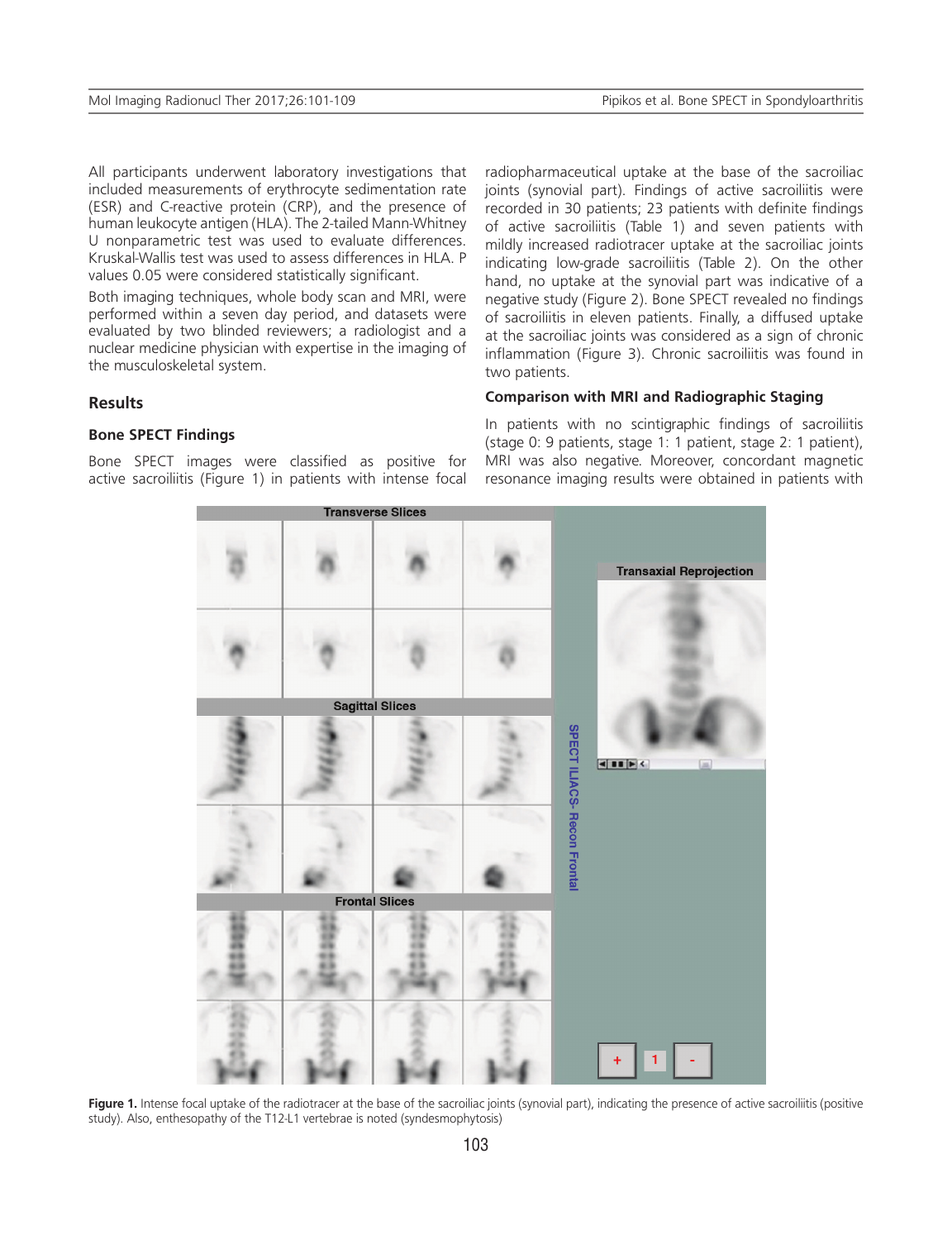All participants underwent laboratory investigations that included measurements of erythrocyte sedimentation rate (ESR) and C-reactive protein (CRP), and the presence of human leukocyte antigen (HLA). The 2-tailed Mann-Whitney U nonparametric test was used to evaluate differences. Kruskal-Wallis test was used to assess differences in HLA. P values 0.05 were considered statistically significant.

Both imaging techniques, whole body scan and MRI, were performed within a seven day period, and datasets were evaluated by two blinded reviewers; a radiologist and a nuclear medicine physician with expertise in the imaging of the musculoskeletal system.

## Results

### Bone SPECT Findings

Bone SPECT images were classified as positive for active sacroiliitis (Figure 1) in patients with intense focal radiopharmaceutical uptake at the base of the sacroiliac joints (synovial part). Findings of active sacroiliitis were recorded in 30 patients; 23 patients with definite findings of active sacroiliitis (Table 1) and seven patients with mildly increased radiotracer uptake at the sacroiliac joints indicating low-grade sacroiliitis (Table 2). On the other hand, no uptake at the synovial part was indicative of a negative study (Figure 2). Bone SPECT revealed no findings of sacroiliitis in eleven patients. Finally, a diffused uptake at the sacroiliac joints was considered as a sign of chronic inflammation (Figure 3). Chronic sacroiliitis was found in two patients.

### Comparison with MRI and Radiographic Staging

In patients with no scintigraphic findings of sacroiliitis (stage 0: 9 patients, stage 1: 1 patient, stage 2: 1 patient), MRI was also negative. Moreover, concordant magnetic resonance imaging results were obtained in patients with

**Figure 1.** Intense focal uptake of the radiotracer at the base of the sacroiliac joints (synovial part), indicating the presence of active sacroiliitis (positive study). Also, enthesopathy of the T12-L1 vertebrae is noted (syndesmophytosis)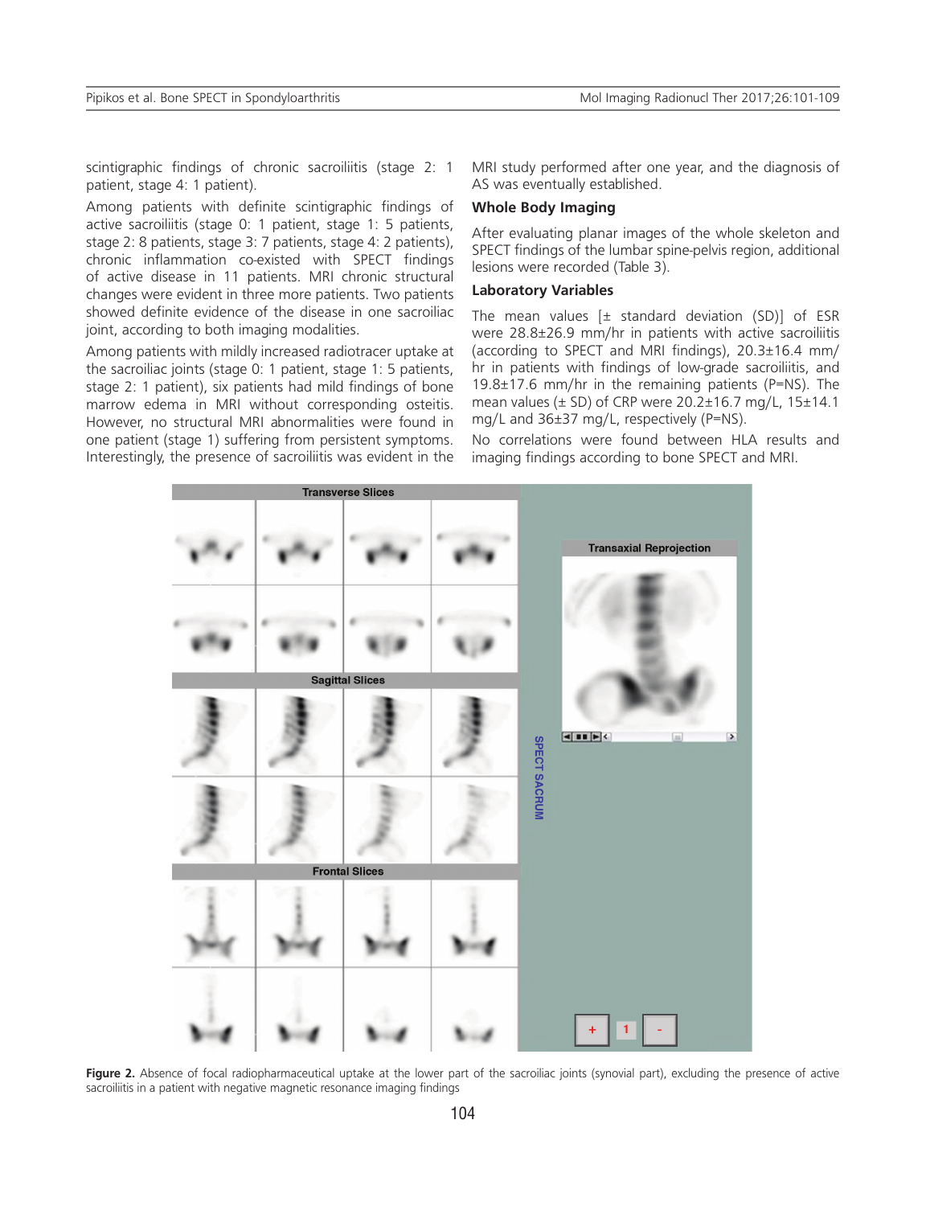scintigraphic findings of chronic sacroiliitis (stage 2: 1 patient, stage 4: 1 patient).

Among patients with definite scintigraphic findings of active sacroiliitis (stage 0: 1 patient, stage 1: 5 patients, stage 2: 8 patients, stage 3: 7 patients, stage 4: 2 patients), chronic inflammation co-existed with SPECT findings of active disease in 11 patients. MRI chronic structural changes were evident in three more patients. Two patients showed definite evidence of the disease in one sacroiliac joint, according to both imaging modalities.

Among patients with mildly increased radiotracer uptake at the sacroiliac joints (stage 0: 1 patient, stage 1: 5 patients, stage 2: 1 patient), six patients had mild findings of bone marrow edema in MRI without corresponding osteitis. However, no structural MRI abnormalities were found in one patient (stage 1) suffering from persistent symptoms. Interestingly, the presence of sacroiliitis was evident in the MRI study performed after one year, and the diagnosis of AS was eventually established.

### Whole Body Imaging

After evaluating planar images of the whole skeleton and SPECT findings of the lumbar spine-pelvis region, additional lesions were recorded (Table 3).

### Laboratory Variables

The mean values [± standard deviation (SD)] of ESR were 28.8±26.9 mm/hr in patients with active sacroiliitis (according to SPECT and MRI findings), 20.3±16.4 mm/hr in patients with findings of low-grade sacroiliitis, and 19.8±17.6 mm/hr in the remaining patients (P=NS). The mean values (± SD) of CRP were 20.2±16.7 mg/L, 15±14.1 mg/L and 36±37 mg/L, respectively (P=NS).

No correlations were found between HLA results and imaging findings according to bone SPECT and MRI.

**Figure 2.** Absence of focal radiopharmaceutical uptake at the lower part of the sacroiliac joints (synovial part), excluding the presence of active sacroiliitis in a patient with negative magnetic resonance imaging findings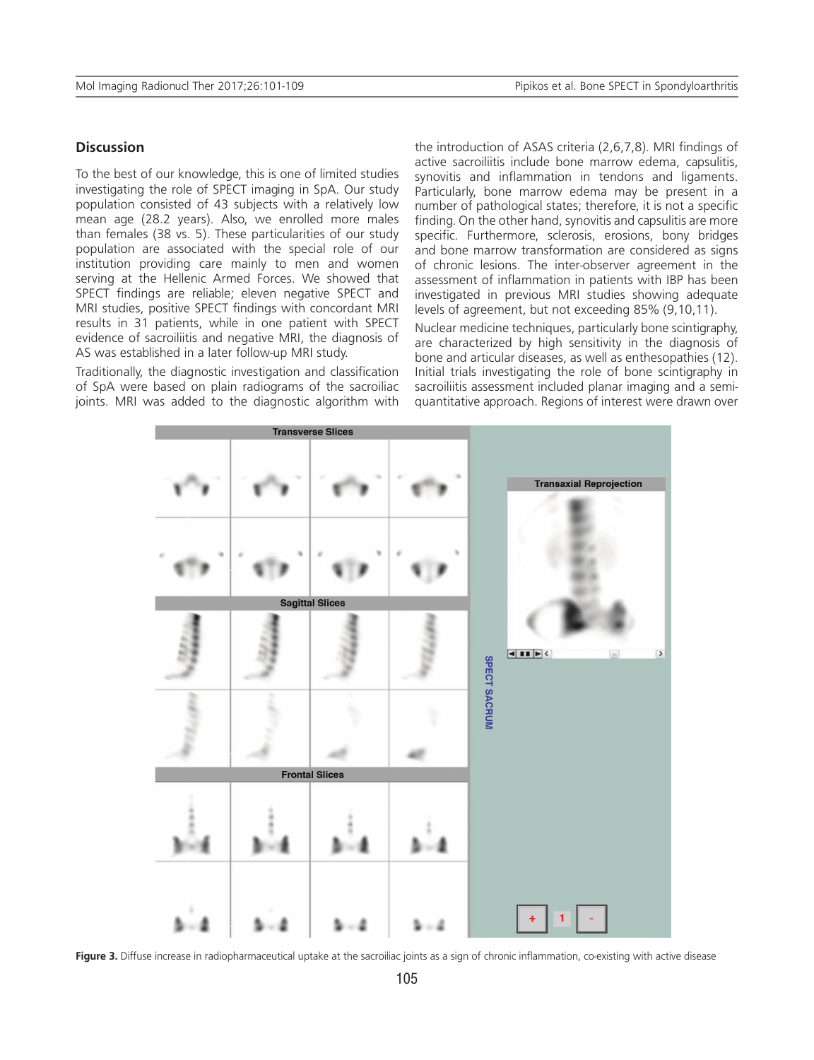## Discussion

To the best of our knowledge, this is one of limited studies investigating the role of SPECT imaging in SpA. Our study population consisted of 43 subjects with a relatively low mean age (28.2 years). Also, we enrolled more males than females (38 vs. 5). These particularities of our study population are associated with the special role of our institution providing care mainly to men and women serving at the Hellenic Armed Forces. We showed that SPECT findings are reliable; eleven negative SPECT and MRI studies, positive SPECT findings with concordant MRI results in 31 patients, while in one patient with SPECT evidence of sacroiliitis and negative MRI, the diagnosis of AS was established in a later follow-up MRI study.

Traditionally, the diagnostic investigation and classification of SpA were based on plain radiograms of the sacroiliac joints. MRI was added to the diagnostic algorithm with the introduction of ASAS criteria (2,6,7,8). MRI findings of active sacroiliitis include bone marrow edema, capsulitis, synovitis and inflammation in tendons and ligaments. Particularly, bone marrow edema may be present in a number of pathological states; therefore, it is not a specific finding. On the other hand, synovitis and capsulitis are more specific. Furthermore, sclerosis, erosions, bony bridges and bone marrow transformation are considered as signs of chronic lesions. The inter-observer agreement in the assessment of inflammation in patients with IBP has been investigated in previous MRI studies showing adequate levels of agreement, but not exceeding 85% (9,10,11).

Nuclear medicine techniques, particularly bone scintigraphy, are characterized by high sensitivity in the diagnosis of bone and articular diseases, as well as enthesopathies (12). Initial trials investigating the role of bone scintigraphy in sacroiliitis assessment included planar imaging and a semi-quantitative approach. Regions of interest were drawn over

**Figure 3.** Diffuse increase in radiopharmaceutical uptake at the sacroiliac joints as a sign of chronic inflammation, co-existing with active disease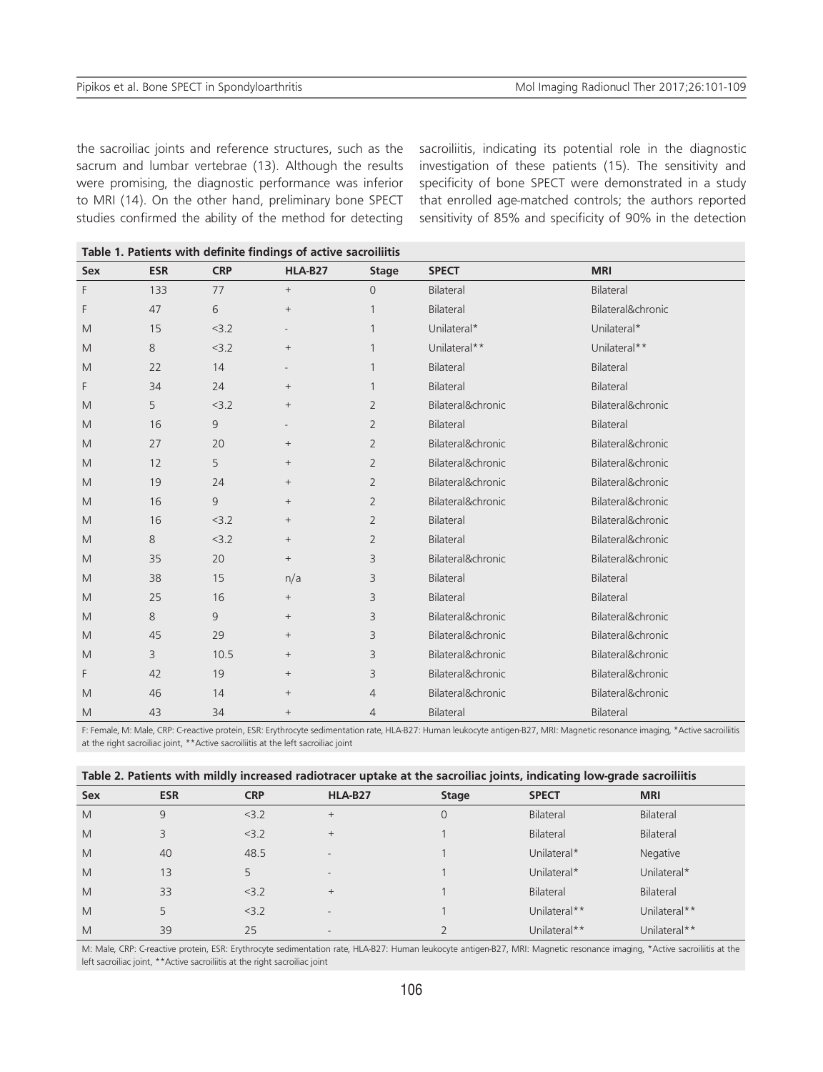the sacroiliac joints and reference structures, such as the sacrum and lumbar vertebrae (13). Although the results were promising, the diagnostic performance was inferior to MRI (14). On the other hand, preliminary bone SPECT studies confirmed the ability of the method for detecting sacroiliitis, indicating its potential role in the diagnostic investigation of these patients (15). The sensitivity and specificity of bone SPECT were demonstrated in a study that enrolled age-matched controls; the authors reported sensitivity of 85% and specificity of 90% in the detection

**Table 1. Patients with definite findings of active sacroiliitis**

| Sex | ESR | CRP | HLA-B27 | Stage | SPECT | MRI |
|---|---|---|---|---|---|---|
| F | 133 | 77 | + | 0 | Bilateral | Bilateral |
| F | 47 | 6 | + | 1 | Bilateral | Bilateral&chronic |
| M | 15 | <3.2 | - | 1 | Unilateral* | Unilateral* |
| M | 8 | <3.2 | + | 1 | Unilateral** | Unilateral** |
| M | 22 | 14 | - | 1 | Bilateral | Bilateral |
| F | 34 | 24 | + | 1 | Bilateral | Bilateral |
| M | 5 | <3.2 | + | 2 | Bilateral&chronic | Bilateral&chronic |
| M | 16 | 9 | - | 2 | Bilateral | Bilateral |
| M | 27 | 20 | + | 2 | Bilateral&chronic | Bilateral&chronic |
| M | 12 | 5 | + | 2 | Bilateral&chronic | Bilateral&chronic |
| M | 19 | 24 | + | 2 | Bilateral&chronic | Bilateral&chronic |
| M | 16 | 9 | + | 2 | Bilateral&chronic | Bilateral&chronic |
| M | 16 | <3.2 | + | 2 | Bilateral | Bilateral&chronic |
| M | 8 | <3.2 | + | 2 | Bilateral | Bilateral&chronic |
| M | 35 | 20 | + | 3 | Bilateral&chronic | Bilateral&chronic |
| M | 38 | 15 | n/a | 3 | Bilateral | Bilateral |
| M | 25 | 16 | + | 3 | Bilateral | Bilateral |
| M | 8 | 9 | + | 3 | Bilateral&chronic | Bilateral&chronic |
| M | 45 | 29 | + | 3 | Bilateral&chronic | Bilateral&chronic |
| M | 3 | 10.5 | + | 3 | Bilateral&chronic | Bilateral&chronic |
| F | 42 | 19 | + | 3 | Bilateral&chronic | Bilateral&chronic |
| M | 46 | 14 | + | 4 | Bilateral&chronic | Bilateral&chronic |
| M | 43 | 34 | + | 4 | Bilateral | Bilateral |

F: Female, M: Male, CRP: C-reactive protein, ESR: Erythrocyte sedimentation rate, HLA-B27: Human leukocyte antigen-B27, MRI: Magnetic resonance imaging, *Active sacroiliitis at the right sacroiliac joint, **Active sacroiliitis at the left sacroiliac joint

**Table 2. Patients with mildly increased radiotracer uptake at the sacroiliac joints, indicating low-grade sacroiliitis**

| Sex | ESR | CRP | HLA-B27 | Stage | SPECT | MRI |
|---|---|---|---|---|---|---|
| M | 9 | <3.2 | + | 0 | Bilateral | Bilateral |
| M | 3 | <3.2 | + | 1 | Bilateral | Bilateral |
| M | 40 | 48.5 | - | 1 | Unilateral* | Negative |
| M | 13 | 5 | - | 1 | Unilateral* | Unilateral* |
| M | 33 | <3.2 | + | 1 | Bilateral | Bilateral |
| M | 5 | <3.2 | - | 1 | Unilateral** | Unilateral** |
| M | 39 | 25 | - | 2 | Unilateral** | Unilateral** |

M: Male, CRP: C-reactive protein, ESR: Erythrocyte sedimentation rate, HLA-B27: Human leukocyte antigen-B27, MRI: Magnetic resonance imaging, *Active sacroiliitis at the left sacroiliac joint, **Active sacroiliitis at the right sacroiliac joint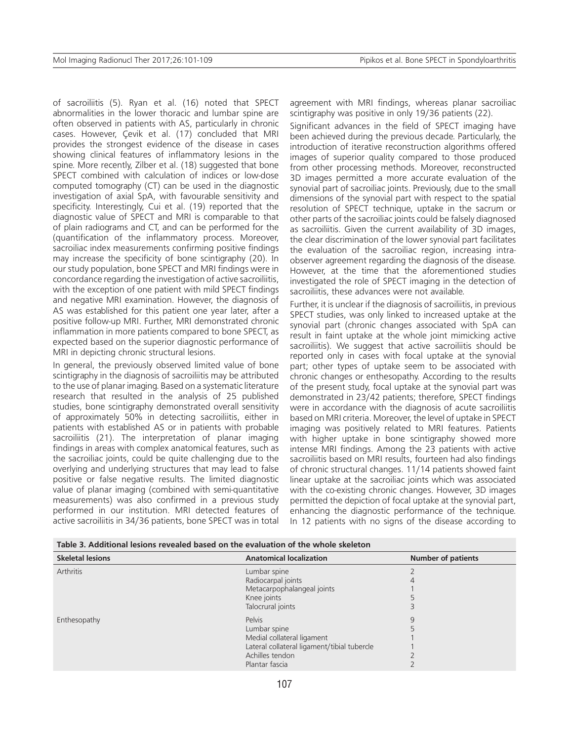of sacroiliitis (5). Ryan et al. (16) noted that SPECT abnormalities in the lower thoracic and lumbar spine are often observed in patients with AS, particularly in chronic cases. However, Çevik et al. (17) concluded that MRI provides the strongest evidence of the disease in cases showing clinical features of inflammatory lesions in the spine. More recently, Zilber et al. (18) suggested that bone SPECT combined with calculation of indices or low-dose computed tomography (CT) can be used in the diagnostic investigation of axial SpA, with favourable sensitivity and specificity. Interestingly, Cui et al. (19) reported that the diagnostic value of SPECT and MRI is comparable to that of plain radiograms and CT, and can be performed for the (quantification of the inflammatory process. Moreover, sacroiliac index measurements confirming positive findings may increase the specificity of bone scintigraphy (20). In our study population, bone SPECT and MRI findings were in concordance regarding the investigation of active sacroiliitis, with the exception of one patient with mild SPECT findings and negative MRI examination. However, the diagnosis of AS was established for this patient one year later, after a positive follow-up MRI. Further, MRI demonstrated chronic inflammation in more patients compared to bone SPECT, as expected based on the superior diagnostic performance of MRI in depicting chronic structural lesions.

In general, the previously observed limited value of bone scintigraphy in the diagnosis of sacroiliitis may be attributed to the use of planar imaging. Based on a systematic literature research that resulted in the analysis of 25 published studies, bone scintigraphy demonstrated overall sensitivity of approximately 50% in detecting sacroiliitis, either in patients with established AS or in patients with probable sacroiliitis (21). The interpretation of planar imaging findings in areas with complex anatomical features, such as the sacroiliac joints, could be quite challenging due to the overlying and underlying structures that may lead to false positive or false negative results. The limited diagnostic value of planar imaging (combined with semi-quantitative measurements) was also confirmed in a previous study performed in our institution. MRI detected features of active sacroiliitis in 34/36 patients, bone SPECT was in total agreement with MRI findings, whereas planar sacroiliac scintigraphy was positive in only 19/36 patients (22).

Significant advances in the field of SPECT imaging have been achieved during the previous decade. Particularly, the introduction of iterative reconstruction algorithms offered images of superior quality compared to those produced from other processing methods. Moreover, reconstructed 3D images permitted a more accurate evaluation of the synovial part of sacroiliac joints. Previously, due to the small dimensions of the synovial part with respect to the spatial resolution of SPECT technique, uptake in the sacrum or other parts of the sacroiliac joints could be falsely diagnosed as sacroiliitis. Given the current availability of 3D images, the clear discrimination of the lower synovial part facilitates the evaluation of the sacroiliac region, increasing intra-observer agreement regarding the diagnosis of the disease. However, at the time that the aforementioned studies investigated the role of SPECT imaging in the detection of sacroiliitis, these advances were not available.

Further, it is unclear if the diagnosis of sacroiliitis, in previous SPECT studies, was only linked to increased uptake at the synovial part (chronic changes associated with SpA can result in faint uptake at the whole joint mimicking active sacroiliitis). We suggest that active sacroiliitis should be reported only in cases with focal uptake at the synovial part; other types of uptake seem to be associated with chronic changes or enthesopathy. According to the results of the present study, focal uptake at the synovial part was demonstrated in 23/42 patients; therefore, SPECT findings were in accordance with the diagnosis of acute sacroiliitis based on MRI criteria. Moreover, the level of uptake in SPECT imaging was positively related to MRI features. Patients with higher uptake in bone scintigraphy showed more intense MRI findings. Among the 23 patients with active sacroiliitis based on MRI results, fourteen had also findings of chronic structural changes. 11/14 patients showed faint linear uptake at the sacroiliac joints which was associated with the co-existing chronic changes. However, 3D images permitted the depiction of focal uptake at the synovial part, enhancing the diagnostic performance of the technique. In 12 patients with no signs of the disease according to

**Table 3. Additional lesions revealed based on the evaluation of the whole skeleton**

| Skeletal lesions | Anatomical localization | Number of patients |
|---|---|---|
| Arthritis | Lumbar spine | 2 |
| | Radiocarpal joints | 4 |
| | Metacarpophalangeal joints | 1 |
| | Knee joints | 5 |
| | Talocrural joints | 3 |
| Enthesopathy | Pelvis | 9 |
| | Lumbar spine | 5 |
| | Medial collateral ligament | 1 |
| | Lateral collateral ligament/tibial tubercle | 1 |
| | Achilles tendon | 2 |
| | Plantar fascia | 2 |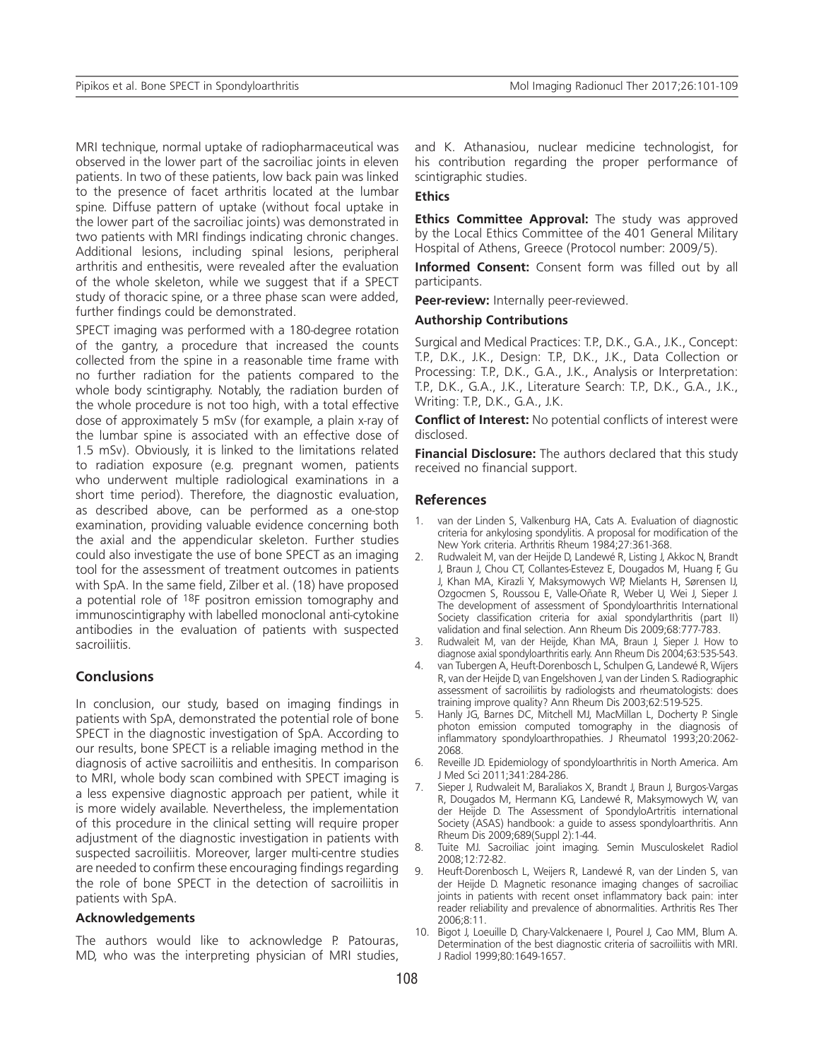MRI technique, normal uptake of radiopharmaceutical was observed in the lower part of the sacroiliac joints in eleven patients. In two of these patients, low back pain was linked to the presence of facet arthritis located at the lumbar spine. Diffuse pattern of uptake (without focal uptake in the lower part of the sacroiliac joints) was demonstrated in two patients with MRI findings indicating chronic changes. Additional lesions, including spinal lesions, peripheral arthritis and enthesitis, were revealed after the evaluation of the whole skeleton, while we suggest that if a SPECT study of thoracic spine, or a three phase scan were added, further findings could be demonstrated.

SPECT imaging was performed with a 180-degree rotation of the gantry, a procedure that increased the counts collected from the spine in a reasonable time frame with no further radiation for the patients compared to the whole body scintigraphy. Notably, the radiation burden of the whole procedure is not too high, with a total effective dose of approximately 5 mSv (for example, a plain x-ray of the lumbar spine is associated with an effective dose of 1.5 mSv). Obviously, it is linked to the limitations related to radiation exposure (e.g. pregnant women, patients who underwent multiple radiological examinations in a short time period). Therefore, the diagnostic evaluation, as described above, can be performed as a one-stop examination, providing valuable evidence concerning both the axial and the appendicular skeleton. Further studies could also investigate the use of bone SPECT as an imaging tool for the assessment of treatment outcomes in patients with SpA. In the same field, Zilber et al. (18) have proposed a potential role of $^{18}$F positron emission tomography and immunoscintigraphy with labelled monoclonal anti-cytokine antibodies in the evaluation of patients with suspected sacroiliitis.

## Conclusions

In conclusion, our study, based on imaging findings in patients with SpA, demonstrated the potential role of bone SPECT in the diagnostic investigation of SpA. According to our results, bone SPECT is a reliable imaging method in the diagnosis of active sacroiliitis and enthesitis. In comparison to MRI, whole body scan combined with SPECT imaging is a less expensive diagnostic approach per patient, while it is more widely available. Nevertheless, the implementation of this procedure in the clinical setting will require proper adjustment of the diagnostic investigation in patients with suspected sacroiliitis. Moreover, larger multi-centre studies are needed to confirm these encouraging findings regarding the role of bone SPECT in the detection of sacroiliitis in patients with SpA.

### Acknowledgements

The authors would like to acknowledge P. Patouras, MD, who was the interpreting physician of MRI studies, and K. Athanasiou, nuclear medicine technologist, for his contribution regarding the proper performance of scintigraphic studies.

### Ethics

**Ethics Committee Approval:** The study was approved by the Local Ethics Committee of the 401 General Military Hospital of Athens, Greece (Protocol number: 2009/5).

**Informed Consent:** Consent form was filled out by all participants.

**Peer-review:** Internally peer-reviewed.

### Authorship Contributions

Surgical and Medical Practices: T.P., D.K., G.A., J.K., Concept: T.P., D.K., J.K., Design: T.P., D.K., J.K., Data Collection or Processing: T.P., D.K., G.A., J.K., Analysis or Interpretation: T.P., D.K., G.A., J.K., Literature Search: T.P., D.K., G.A., J.K., Writing: T.P., D.K., G.A., J.K.

**Conflict of Interest:** No potential conflicts of interest were disclosed.

**Financial Disclosure:** The authors declared that this study received no financial support.

## References

1. van der Linden S, Valkenburg HA, Cats A. Evaluation of diagnostic criteria for ankylosing spondylitis. A proposal for modification of the New York criteria. Arthritis Rheum 1984;27:361-368.
2. Rudwaleit M, van der Heijde D, Landewé R, Listing J, Akkoc N, Brandt J, Braun J, Chou CT, Collantes-Estevez E, Dougados M, Huang F, Gu J, Khan MA, Kirazli Y, Maksymowych WP, Mielants H, Sørensen IJ, Ozgocmen S, Roussou E, Valle-Oñate R, Weber U, Wei J, Sieper J. The development of assessment of Spondyloarthritis International Society classification criteria for axial spondylarthritis (part II) validation and final selection. Ann Rheum Dis 2009;68:777-783.
3. Rudwaleit M, van der Heijde, Khan MA, Braun J, Sieper J. How to diagnose axial spondyloarthritis early. Ann Rheum Dis 2004;63:535-543.
4. van Tubergen A, Heuft-Dorenbosch L, Schulpen G, Landewé R, Wijers R, van der Heijde D, van Engelshoven J, van der Linden S. Radiographic assessment of sacroiliitis by radiologists and rheumatologists: does training improve quality? Ann Rheum Dis 2003;62:519-525.
5. Hanly JG, Barnes DC, Mitchell MJ, MacMillan L, Docherty P. Single photon emission computed tomography in the diagnosis of inflammatory spondyloarthropathies. J Rheumatol 1993;20:2062-2068.
6. Reveille JD. Epidemiology of spondyloarthritis in North America. Am J Med Sci 2011;341:284-286.
7. Sieper J, Rudwaleit M, Baraliakos X, Brandt J, Braun J, Burgos-Vargas R, Dougados M, Hermann KG, Landewé R, Maksymowych W, van der Heijde D. The Assessment of SpondyloArtritis international Society (ASAS) handbook: a guide to assess spondyloarthritis. Ann Rheum Dis 2009;689(Suppl 2):1-44.
8. Tuite MJ. Sacroiliac joint imaging. Semin Musculoskelet Radiol 2008;12:72-82.
9. Heuft-Dorenbosch L, Weijers R, Landewé R, van der Linden S, van der Heijde D. Magnetic resonance imaging changes of sacroiliac joints in patients with recent onset inflammatory back pain: inter reader reliability and prevalence of abnormalities. Arthritis Res Ther 2006;8:11.
10. Bigot J, Loeuille D, Chary-Valckenaere I, Pourel J, Cao MM, Blum A. Determination of the best diagnostic criteria of sacroiliitis with MRI. J Radiol 1999;80:1649-1657.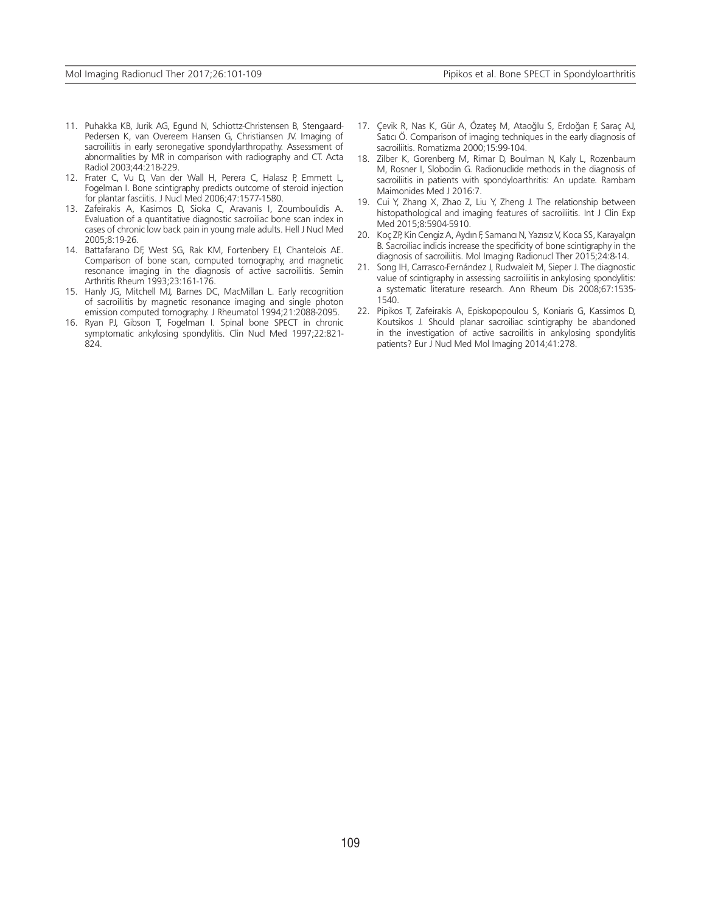11. Puhakka KB, Jurik AG, Egund N, Schiottz-Christensen B, Stengaard-Pedersen K, van Overeem Hansen G, Christiansen JV. Imaging of sacroiliitis in early seronegative spondylarthropathy. Assessment of abnormalities by MR in comparison with radiography and CT. Acta Radiol 2003;44:218-229.
12. Frater C, Vu D, Van der Wall H, Perera C, Halasz P, Emmett L, Fogelman I. Bone scintigraphy predicts outcome of steroid injection for plantar fasciitis. J Nucl Med 2006;47:1577-1580.
13. Zafeirakis A, Kasimos D, Sioka C, Aravanis I, Zoumboulidis A. Evaluation of a quantitative diagnostic sacroiliac bone scan index in cases of chronic low back pain in young male adults. Hell J Nucl Med 2005;8:19-26.
14. Battafarano DF, West SG, Rak KM, Fortenbery EJ, Chantelois AE. Comparison of bone scan, computed tomography, and magnetic resonance imaging in the diagnosis of active sacroiliitis. Semin Arthritis Rheum 1993;23:161-176.
15. Hanly JG, Mitchell MJ, Barnes DC, MacMillan L. Early recognition of sacroiliitis by magnetic resonance imaging and single photon emission computed tomography. J Rheumatol 1994;21:2088-2095.
16. Ryan PJ, Gibson T, Fogelman I. Spinal bone SPECT in chronic symptomatic ankylosing spondylitis. Clin Nucl Med 1997;22:821-824.
17. Çevik R, Nas K, Gür A, Özateş M, Ataoğlu S, Erdoğan F, Saraç AJ, Satıcı Ö. Comparison of imaging techniques in the early diagnosis of sacroiliitis. Romatizma 2000;15:99-104.
18. Zilber K, Gorenberg M, Rimar D, Boulman N, Kaly L, Rozenbaum M, Rosner I, Slobodin G. Radionuclide methods in the diagnosis of sacroiliitis in patients with spondyloarthritis: An update. Rambam Maimonides Med J 2016:7.
19. Cui Y, Zhang X, Zhao Z, Liu Y, Zheng J. The relationship between histopathological and imaging features of sacroiliitis. Int J Clin Exp Med 2015;8:5904-5910.
20. Koç ZP, Kin Cengiz A, Aydın F, Samancı N, Yazısız V, Koca SS, Karayalçın B. Sacroiliac indicis increase the specificity of bone scintigraphy in the diagnosis of sacroiliitis. Mol Imaging Radionucl Ther 2015;24:8-14.
21. Song IH, Carrasco-Fernández J, Rudwaleit M, Sieper J. The diagnostic value of scintigraphy in assessing sacroiliitis in ankylosing spondylitis: a systematic literature research. Ann Rheum Dis 2008;67:1535-1540.
22. Pipikos T, Zafeirakis A, Episkopopoulou S, Koniaris G, Kassimos D, Koutsikos J. Should planar sacroiliac scintigraphy be abandoned in the investigation of active sacroilitis in ankylosing spondylitis patients? Eur J Nucl Med Mol Imaging 2014;41:278.